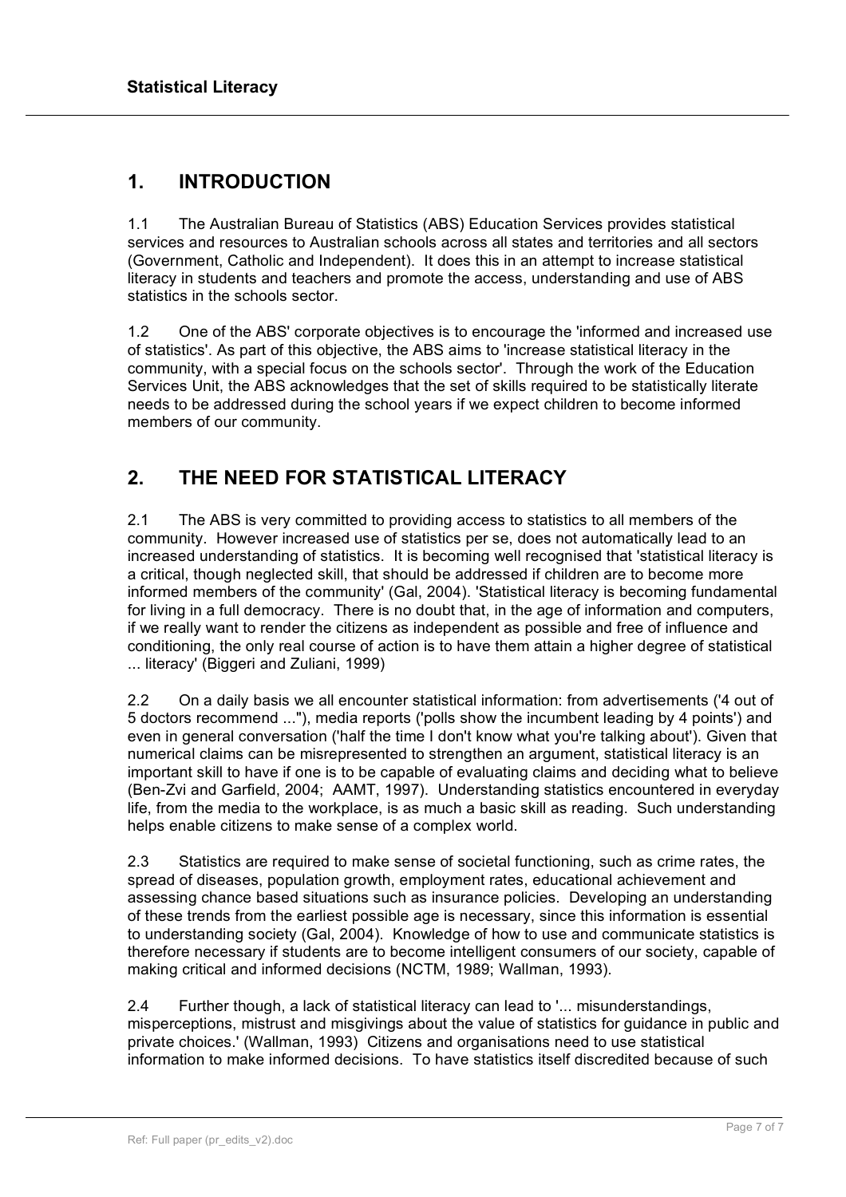## 1. INTRODUCTION

1.1 The Australian Bureau of Statistics (ABS) Education Services provides statistical services and resources to Australian schools across all states and territories and all sectors (Government, Catholic and Independent). It does this in an attempt to increase statistical literacy in students and teachers and promote the access, understanding and use of ABS statistics in the schools sector.

1.2 One of the ABS' corporate objectives is to encourage the 'informed and increased use of statistics'. As part of this objective, the ABS aims to 'increase statistical literacy in the community, with a special focus on the schools sector'. Through the work of the Education Services Unit, the ABS acknowledges that the set of skills required to be statistically literate needs to be addressed during the school years if we expect children to become informed members of our community.

## 2. THE NEED FOR STATISTICAL LITERACY

2.1 The ABS is very committed to providing access to statistics to all members of the community. However increased use of statistics per se, does not automatically lead to an increased understanding of statistics. It is becoming well recognised that 'statistical literacy is a critical, though neglected skill, that should be addressed if children are to become more informed members of the community' (Gal, 2004). 'Statistical literacy is becoming fundamental for living in a full democracy. There is no doubt that, in the age of information and computers, if we really want to render the citizens as independent as possible and free of influence and conditioning, the only real course of action is to have them attain a higher degree of statistical ... literacy' (Biggeri and Zuliani, 1999)

2.2 On a daily basis we all encounter statistical information: from advertisements ('4 out of 5 doctors recommend ..."), media reports ('polls show the incumbent leading by 4 points') and even in general conversation ('half the time I don't know what you're talking about'). Given that numerical claims can be misrepresented to strengthen an argument, statistical literacy is an important skill to have if one is to be capable of evaluating claims and deciding what to believe (Ben-Zvi and Garfield, 2004; AAMT, 1997). Understanding statistics encountered in everyday life, from the media to the workplace, is as much a basic skill as reading. Such understanding helps enable citizens to make sense of a complex world.

2.3 Statistics are required to make sense of societal functioning, such as crime rates, the spread of diseases, population growth, employment rates, educational achievement and assessing chance based situations such as insurance policies. Developing an understanding of these trends from the earliest possible age is necessary, since this information is essential to understanding society (Gal, 2004). Knowledge of how to use and communicate statistics is therefore necessary if students are to become intelligent consumers of our society, capable of making critical and informed decisions (NCTM, 1989; Wallman, 1993).

2.4 Further though, a lack of statistical literacy can lead to '... misunderstandings, misperceptions, mistrust and misgivings about the value of statistics for guidance in public and private choices.' (Wallman, 1993) Citizens and organisations need to use statistical information to make informed decisions. To have statistics itself discredited because of such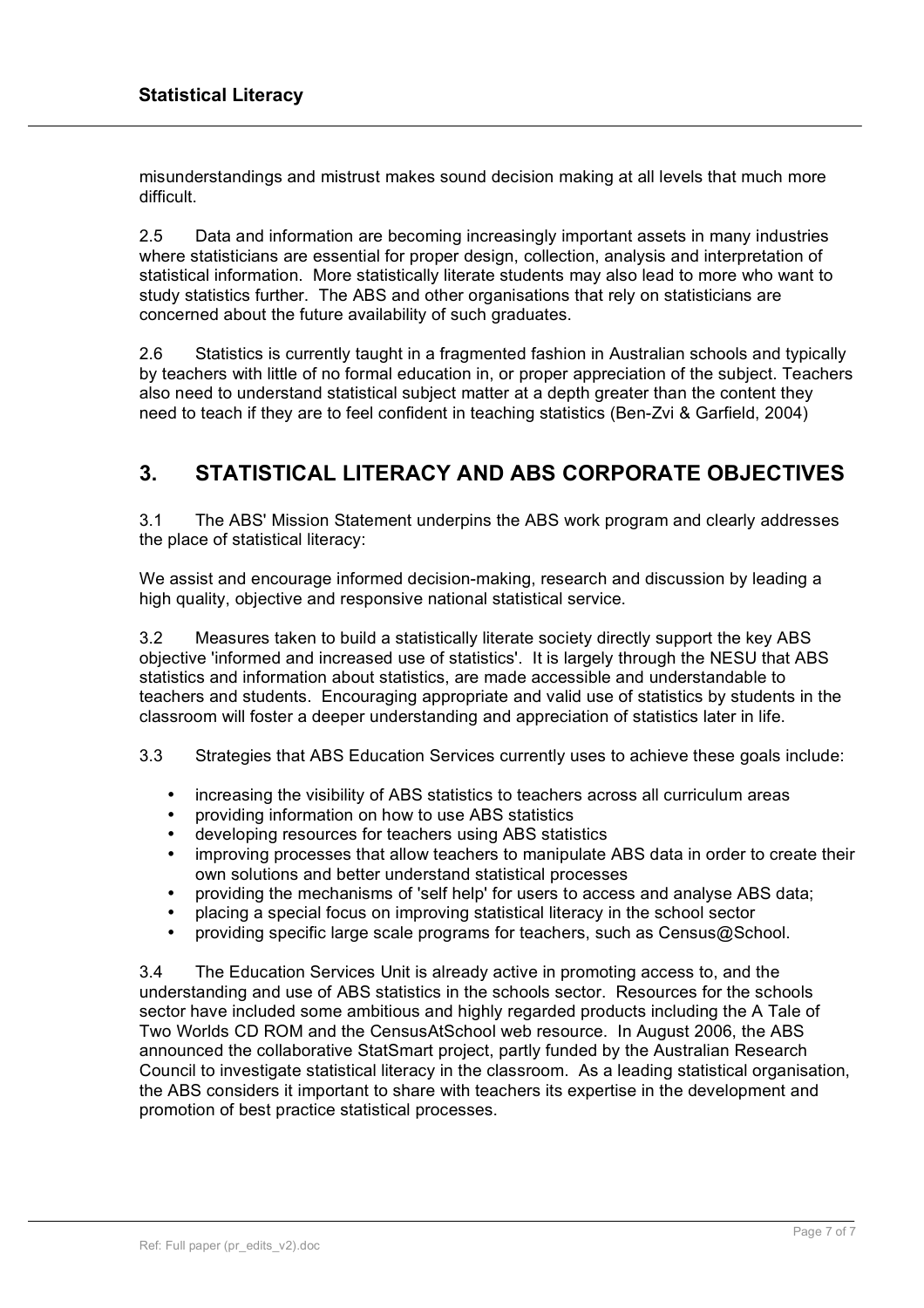misunderstandings and mistrust makes sound decision making at all levels that much more difficult.

2.5 Data and information are becoming increasingly important assets in many industries where statisticians are essential for proper design, collection, analysis and interpretation of statistical information. More statistically literate students may also lead to more who want to study statistics further. The ABS and other organisations that rely on statisticians are concerned about the future availability of such graduates.

2.6 Statistics is currently taught in a fragmented fashion in Australian schools and typically by teachers with little of no formal education in, or proper appreciation of the subject. Teachers also need to understand statistical subject matter at a depth greater than the content they need to teach if they are to feel confident in teaching statistics (Ben-Zvi & Garfield, 2004)

## 3. STATISTICAL LITERACY AND ABS CORPORATE OBJECTIVES

3.1 The ABS' Mission Statement underpins the ABS work program and clearly addresses the place of statistical literacy:

We assist and encourage informed decision-making, research and discussion by leading a high quality, objective and responsive national statistical service.

3.2 Measures taken to build a statistically literate society directly support the key ABS objective 'informed and increased use of statistics'. It is largely through the NESU that ABS statistics and information about statistics, are made accessible and understandable to teachers and students. Encouraging appropriate and valid use of statistics by students in the classroom will foster a deeper understanding and appreciation of statistics later in life.

3.3 Strategies that ABS Education Services currently uses to achieve these goals include:

- increasing the visibility of ABS statistics to teachers across all curriculum areas
- providing information on how to use ABS statistics
- developing resources for teachers using ABS statistics
- improving processes that allow teachers to manipulate ABS data in order to create their own solutions and better understand statistical processes
- providing the mechanisms of 'self help' for users to access and analyse ABS data;
- placing a special focus on improving statistical literacy in the school sector
- providing specific large scale programs for teachers, such as Census@School.

3.4 The Education Services Unit is already active in promoting access to, and the understanding and use of ABS statistics in the schools sector. Resources for the schools sector have included some ambitious and highly regarded products including the A Tale of Two Worlds CD ROM and the CensusAtSchool web resource. In August 2006, the ABS announced the collaborative StatSmart project, partly funded by the Australian Research Council to investigate statistical literacy in the classroom. As a leading statistical organisation, the ABS considers it important to share with teachers its expertise in the development and promotion of best practice statistical processes.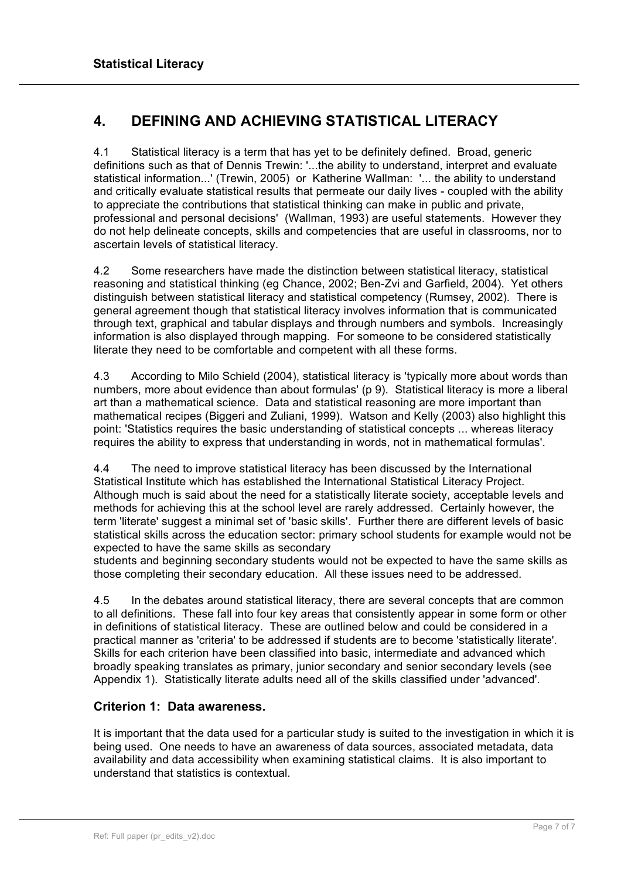## 4. DEFINING AND ACHIEVING STATISTICAL LITERACY

4.1 Statistical literacy is a term that has yet to be definitely defined. Broad, generic definitions such as that of Dennis Trewin: '...the ability to understand, interpret and evaluate statistical information...' (Trewin, 2005) or Katherine Wallman: '... the ability to understand and critically evaluate statistical results that permeate our daily lives - coupled with the ability to appreciate the contributions that statistical thinking can make in public and private, professional and personal decisions' (Wallman, 1993) are useful statements. However they do not help delineate concepts, skills and competencies that are useful in classrooms, nor to ascertain levels of statistical literacy.

4.2 Some researchers have made the distinction between statistical literacy, statistical reasoning and statistical thinking (eg Chance, 2002; Ben-Zvi and Garfield, 2004). Yet others distinguish between statistical literacy and statistical competency (Rumsey, 2002). There is general agreement though that statistical literacy involves information that is communicated through text, graphical and tabular displays and through numbers and symbols. Increasingly information is also displayed through mapping. For someone to be considered statistically literate they need to be comfortable and competent with all these forms.

4.3 According to Milo Schield (2004), statistical literacy is 'typically more about words than numbers, more about evidence than about formulas' (p 9). Statistical literacy is more a liberal art than a mathematical science. Data and statistical reasoning are more important than mathematical recipes (Biggeri and Zuliani, 1999). Watson and Kelly (2003) also highlight this point: 'Statistics requires the basic understanding of statistical concepts ... whereas literacy requires the ability to express that understanding in words, not in mathematical formulas'.

4.4 The need to improve statistical literacy has been discussed by the International Statistical Institute which has established the International Statistical Literacy Project. Although much is said about the need for a statistically literate society, acceptable levels and methods for achieving this at the school level are rarely addressed. Certainly however, the term 'literate' suggest a minimal set of 'basic skills'. Further there are different levels of basic statistical skills across the education sector: primary school students for example would not be expected to have the same skills as secondary students and beginning secondary students would not be expected to have the same skills as those completing their secondary education. All these issues need to be addressed.

4.5 In the debates around statistical literacy, there are several concepts that are common to all definitions. These fall into four key areas that consistently appear in some form or other in definitions of statistical literacy. These are outlined below and could be considered in a practical manner as 'criteria' to be addressed if students are to become 'statistically literate'. Skills for each criterion have been classified into basic, intermediate and advanced which broadly speaking translates as primary, junior secondary and senior secondary levels (see Appendix 1). Statistically literate adults need all of the skills classified under 'advanced'.

### Criterion 1: Data awareness.

It is important that the data used for a particular study is suited to the investigation in which it is being used. One needs to have an awareness of data sources, associated metadata, data availability and data accessibility when examining statistical claims. It is also important to understand that statistics is contextual.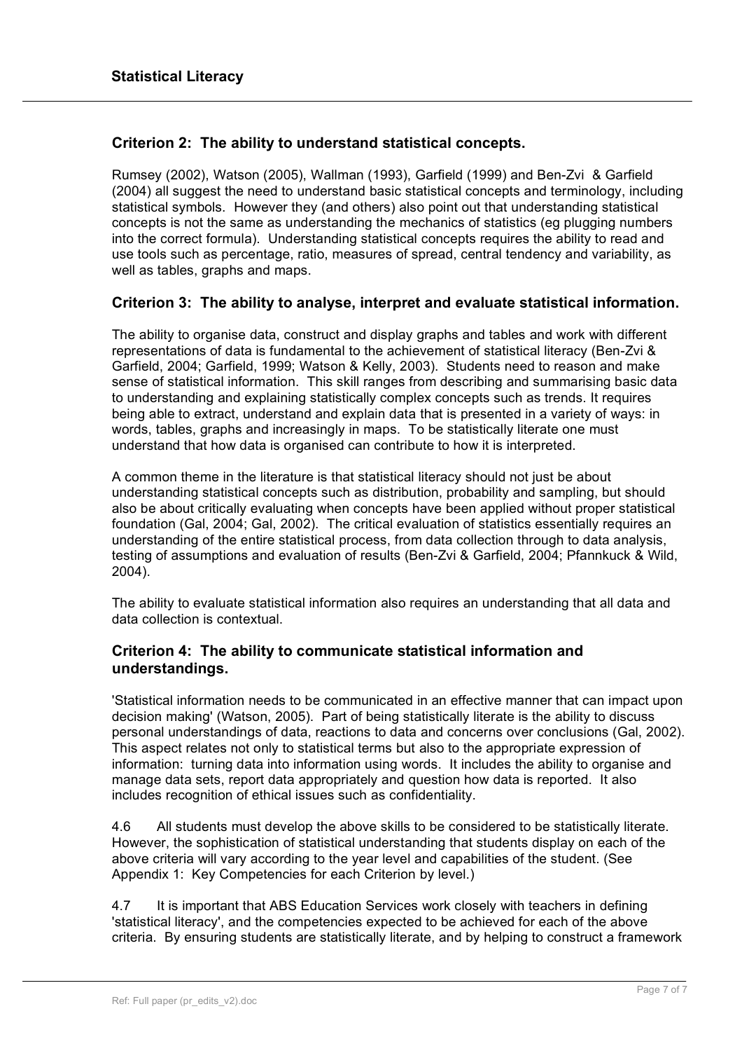### Criterion 2: The ability to understand statistical concepts.

Rumsey (2002), Watson (2005), Wallman (1993), Garfield (1999) and Ben-Zvi & Garfield (2004) all suggest the need to understand basic statistical concepts and terminology, including statistical symbols. However they (and others) also point out that understanding statistical concepts is not the same as understanding the mechanics of statistics (eg plugging numbers into the correct formula). Understanding statistical concepts requires the ability to read and use tools such as percentage, ratio, measures of spread, central tendency and variability, as well as tables, graphs and maps.

### Criterion 3: The ability to analyse, interpret and evaluate statistical information.

The ability to organise data, construct and display graphs and tables and work with different representations of data is fundamental to the achievement of statistical literacy (Ben-Zvi & Garfield, 2004; Garfield, 1999; Watson & Kelly, 2003). Students need to reason and make sense of statistical information. This skill ranges from describing and summarising basic data to understanding and explaining statistically complex concepts such as trends. It requires being able to extract, understand and explain data that is presented in a variety of ways: in words, tables, graphs and increasingly in maps. To be statistically literate one must understand that how data is organised can contribute to how it is interpreted.

A common theme in the literature is that statistical literacy should not just be about understanding statistical concepts such as distribution, probability and sampling, but should also be about critically evaluating when concepts have been applied without proper statistical foundation (Gal, 2004; Gal, 2002). The critical evaluation of statistics essentially requires an understanding of the entire statistical process, from data collection through to data analysis, testing of assumptions and evaluation of results (Ben-Zvi & Garfield, 2004; Pfannkuck & Wild, 2004).

The ability to evaluate statistical information also requires an understanding that all data and data collection is contextual.

### Criterion 4: The ability to communicate statistical information and understandings.

'Statistical information needs to be communicated in an effective manner that can impact upon decision making' (Watson, 2005). Part of being statistically literate is the ability to discuss personal understandings of data, reactions to data and concerns over conclusions (Gal, 2002). This aspect relates not only to statistical terms but also to the appropriate expression of information: turning data into information using words. It includes the ability to organise and manage data sets, report data appropriately and question how data is reported. It also includes recognition of ethical issues such as confidentiality.

4.6 All students must develop the above skills to be considered to be statistically literate. However, the sophistication of statistical understanding that students display on each of the above criteria will vary according to the year level and capabilities of the student. (See Appendix 1: Key Competencies for each Criterion by level.)

4.7 It is important that ABS Education Services work closely with teachers in defining 'statistical literacy', and the competencies expected to be achieved for each of the above criteria. By ensuring students are statistically literate, and by helping to construct a framework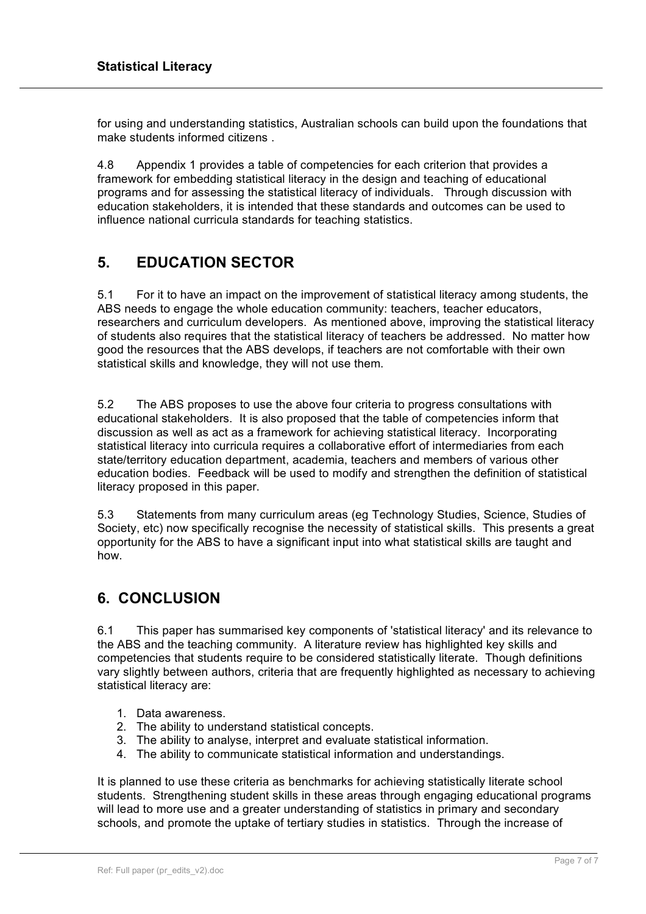for using and understanding statistics, Australian schools can build upon the foundations that make students informed citizens .

4.8 Appendix 1 provides a table of competencies for each criterion that provides a framework for embedding statistical literacy in the design and teaching of educational programs and for assessing the statistical literacy of individuals. Through discussion with education stakeholders, it is intended that these standards and outcomes can be used to influence national curricula standards for teaching statistics.

## 5. EDUCATION SECTOR

5.1 For it to have an impact on the improvement of statistical literacy among students, the ABS needs to engage the whole education community: teachers, teacher educators, researchers and curriculum developers. As mentioned above, improving the statistical literacy of students also requires that the statistical literacy of teachers be addressed. No matter how good the resources that the ABS develops, if teachers are not comfortable with their own statistical skills and knowledge, they will not use them.

5.2 The ABS proposes to use the above four criteria to progress consultations with educational stakeholders. It is also proposed that the table of competencies inform that discussion as well as act as a framework for achieving statistical literacy. Incorporating statistical literacy into curricula requires a collaborative effort of intermediaries from each state/territory education department, academia, teachers and members of various other education bodies. Feedback will be used to modify and strengthen the definition of statistical literacy proposed in this paper.

5.3 Statements from many curriculum areas (eg Technology Studies, Science, Studies of Society, etc) now specifically recognise the necessity of statistical skills. This presents a great opportunity for the ABS to have a significant input into what statistical skills are taught and how.

## 6. CONCLUSION

6.1 This paper has summarised key components of 'statistical literacy' and its relevance to the ABS and the teaching community. A literature review has highlighted key skills and competencies that students require to be considered statistically literate. Though definitions vary slightly between authors, criteria that are frequently highlighted as necessary to achieving statistical literacy are:

1. Data awareness.
2. The ability to understand statistical concepts.
3. The ability to analyse, interpret and evaluate statistical information.
4. The ability to communicate statistical information and understandings.

It is planned to use these criteria as benchmarks for achieving statistically literate school students. Strengthening student skills in these areas through engaging educational programs will lead to more use and a greater understanding of statistics in primary and secondary schools, and promote the uptake of tertiary studies in statistics. Through the increase of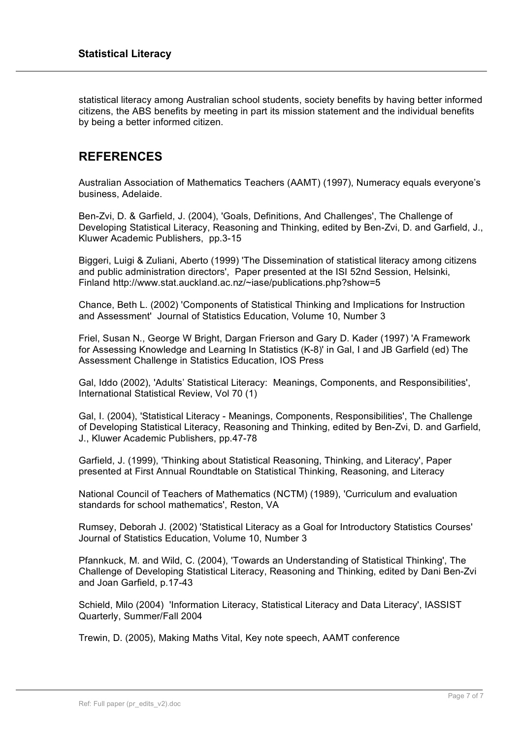statistical literacy among Australian school students, society benefits by having better informed citizens, the ABS benefits by meeting in part its mission statement and the individual benefits by being a better informed citizen.

## REFERENCES

Australian Association of Mathematics Teachers (AAMT) (1997), Numeracy equals everyone's business, Adelaide.

Ben-Zvi, D. & Garfield, J. (2004), 'Goals, Definitions, And Challenges', The Challenge of Developing Statistical Literacy, Reasoning and Thinking, edited by Ben-Zvi, D. and Garfield, J., Kluwer Academic Publishers, pp.3-15

Biggeri, Luigi & Zuliani, Aberto (1999) 'The Dissemination of statistical literacy among citizens and public administration directors', Paper presented at the ISI 52nd Session, Helsinki, Finland http://www.stat.auckland.ac.nz/~iase/publications.php?show=5

Chance, Beth L. (2002) 'Components of Statistical Thinking and Implications for Instruction and Assessment' Journal of Statistics Education, Volume 10, Number 3

Friel, Susan N., George W Bright, Dargan Frierson and Gary D. Kader (1997) 'A Framework for Assessing Knowledge and Learning In Statistics (K-8)' in Gal, I and JB Garfield (ed) The Assessment Challenge in Statistics Education, IOS Press

Gal, Iddo (2002), 'Adults' Statistical Literacy: Meanings, Components, and Responsibilities', International Statistical Review, Vol 70 (1)

Gal, I. (2004), 'Statistical Literacy - Meanings, Components, Responsibilities', The Challenge of Developing Statistical Literacy, Reasoning and Thinking, edited by Ben-Zvi, D. and Garfield, J., Kluwer Academic Publishers, pp.47-78

Garfield, J. (1999), 'Thinking about Statistical Reasoning, Thinking, and Literacy', Paper presented at First Annual Roundtable on Statistical Thinking, Reasoning, and Literacy

National Council of Teachers of Mathematics (NCTM) (1989), 'Curriculum and evaluation standards for school mathematics', Reston, VA

Rumsey, Deborah J. (2002) 'Statistical Literacy as a Goal for Introductory Statistics Courses' Journal of Statistics Education, Volume 10, Number 3

Pfannkuck, M. and Wild, C. (2004), 'Towards an Understanding of Statistical Thinking', The Challenge of Developing Statistical Literacy, Reasoning and Thinking, edited by Dani Ben-Zvi and Joan Garfield, p.17-43

Schield, Milo (2004) 'Information Literacy, Statistical Literacy and Data Literacy', IASSIST Quarterly, Summer/Fall 2004

Trewin, D. (2005), Making Maths Vital, Key note speech, AAMT conference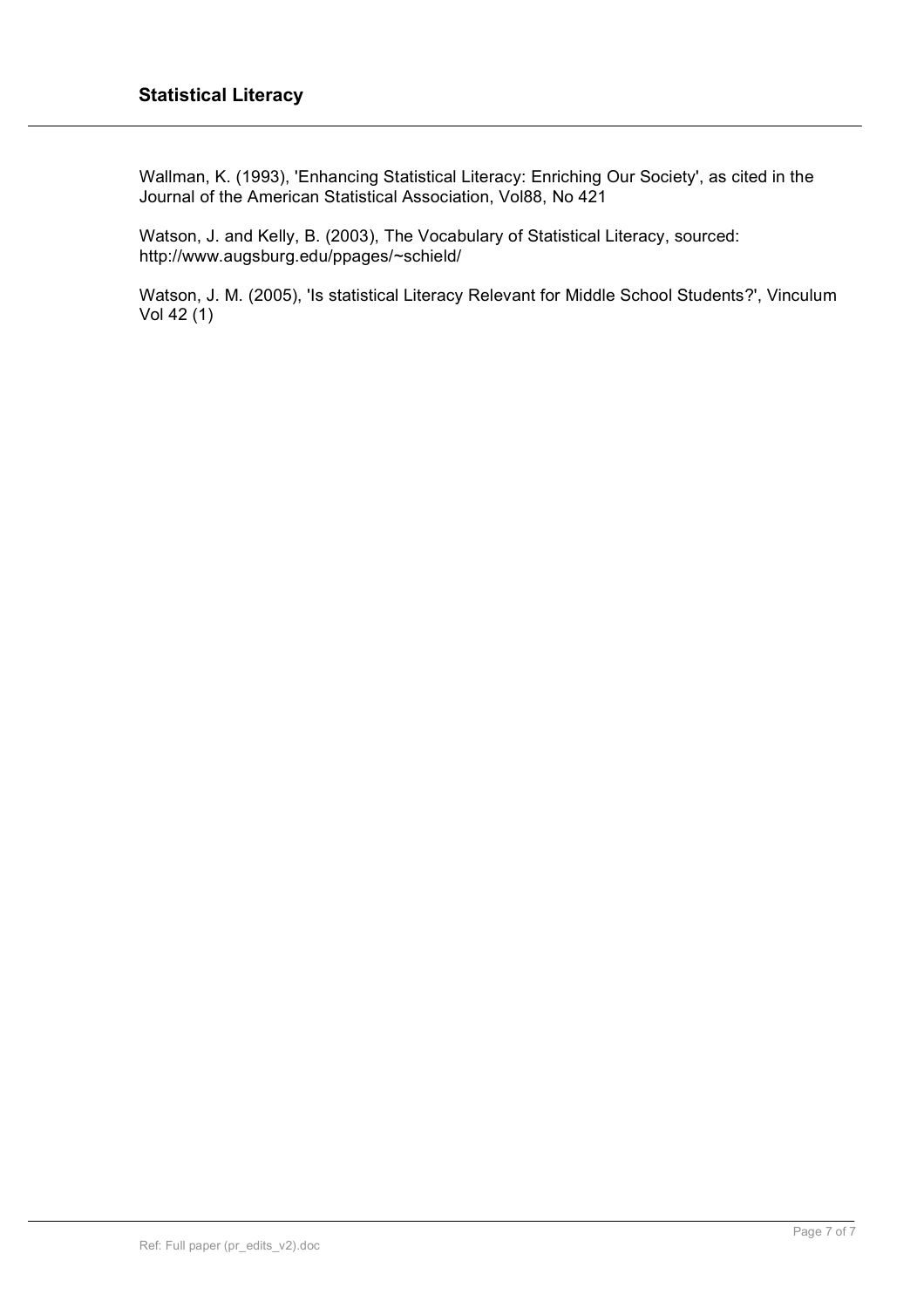Wallman, K. (1993), 'Enhancing Statistical Literacy: Enriching Our Society', as cited in the Journal of the American Statistical Association, Vol88, No 421

Watson, J. and Kelly, B. (2003), The Vocabulary of Statistical Literacy, sourced: http://www.augsburg.edu/ppages/~schield/

Watson, J. M. (2005), 'Is statistical Literacy Relevant for Middle School Students?', Vinculum Vol 42 (1)